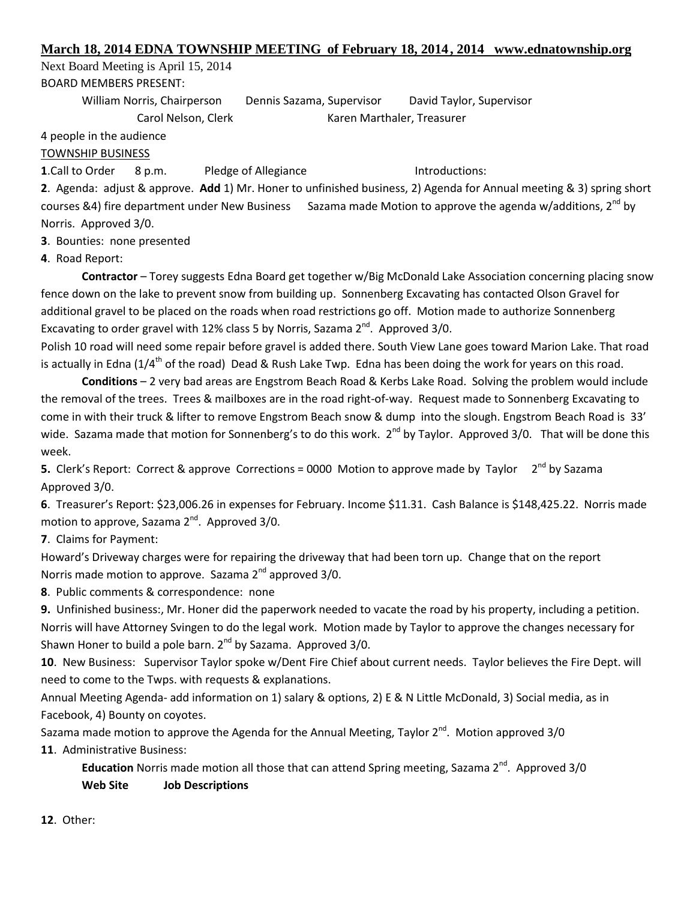**March 18, 2014 EDNA TOWNSHIP MEETING of February 18, 2014 , 2014 www.ednatownship.org**

Next Board Meeting is April 15, 2014

BOARD MEMBERS PRESENT:

William Norris, Chairperson Dennis Sazama, Supervisor David Taylor, Supervisor
Carol Nelson, Clerk Karen Marthaler, Treasurer

4 people in the audience

TOWNSHIP BUSINESS

**1**.Call to Order 8 p.m. Pledge of Allegiance Introductions:

**2**. Agenda: adjust & approve. **Add** 1) Mr. Honer to unfinished business, 2) Agenda for Annual meeting & 3) spring short courses &4) fire department under New Business Sazama made Motion to approve the agenda w/additions, 2nd by Norris. Approved 3/0.

**3**. Bounties: none presented

**4**. Road Report:

**Contractor** – Torey suggests Edna Board get together w/Big McDonald Lake Association concerning placing snow fence down on the lake to prevent snow from building up. Sonnenberg Excavating has contacted Olson Gravel for additional gravel to be placed on the roads when road restrictions go off. Motion made to authorize Sonnenberg Excavating to order gravel with 12% class 5 by Norris, Sazama 2nd. Approved 3/0.

Polish 10 road will need some repair before gravel is added there. South View Lane goes toward Marion Lake. That road is actually in Edna (1/4th of the road) Dead & Rush Lake Twp. Edna has been doing the work for years on this road.

**Conditions** – 2 very bad areas are Engstrom Beach Road & Kerbs Lake Road. Solving the problem would include the removal of the trees. Trees & mailboxes are in the road right-of-way. Request made to Sonnenberg Excavating to come in with their truck & lifter to remove Engstrom Beach snow & dump into the slough. Engstrom Beach Road is 33' wide. Sazama made that motion for Sonnenberg's to do this work. 2nd by Taylor. Approved 3/0. That will be done this week.

**5.** Clerk's Report: Correct & approve Corrections = 0000 Motion to approve made by Taylor 2nd by Sazama Approved 3/0.

**6**. Treasurer's Report: $23,006.26 in expenses for February. Income $11.31. Cash Balance is $148,425.22. Norris made motion to approve, Sazama 2nd. Approved 3/0.

**7**. Claims for Payment:

Howard's Driveway charges were for repairing the driveway that had been torn up. Change that on the report
Norris made motion to approve. Sazama 2nd approved 3/0.

**8**. Public comments & correspondence: none

**9.** Unfinished business:, Mr. Honer did the paperwork needed to vacate the road by his property, including a petition. Norris will have Attorney Svingen to do the legal work. Motion made by Taylor to approve the changes necessary for Shawn Honer to build a pole barn. 2nd by Sazama. Approved 3/0.

**10**. New Business: Supervisor Taylor spoke w/Dent Fire Chief about current needs. Taylor believes the Fire Dept. will need to come to the Twps. with requests & explanations.

Annual Meeting Agenda- add information on 1) salary & options, 2) E & N Little McDonald, 3) Social media, as in Facebook, 4) Bounty on coyotes.

Sazama made motion to approve the Agenda for the Annual Meeting, Taylor 2nd. Motion approved 3/0

**11**. Administrative Business:

**Education** Norris made motion all those that can attend Spring meeting, Sazama 2nd. Approved 3/0

**Web Site** **Job Descriptions**

**12**. Other: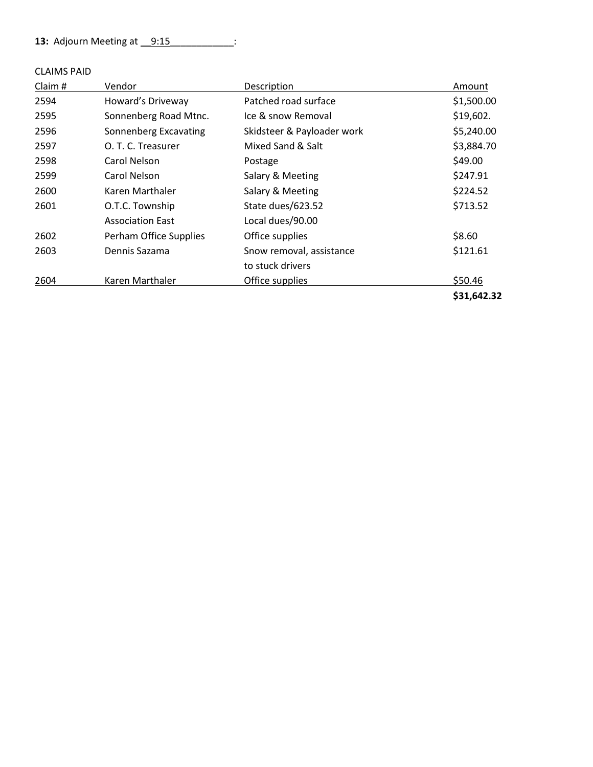**13:** Adjourn Meeting at __9:15____________:

CLAIMS PAID

| Claim # | Vendor | Description | Amount |
| --- | --- | --- | --- |
| 2594 | Howard's Driveway | Patched road surface | $1,500.00 |
| 2595 | Sonnenberg Road Mtnc. | Ice & snow Removal | $19,602. |
| 2596 | Sonnenberg Excavating | Skidsteer & Payloader work | $5,240.00 |
| 2597 | O. T. C. Treasurer | Mixed Sand & Salt | $3,884.70 |
| 2598 | Carol Nelson | Postage | $49.00 |
| 2599 | Carol Nelson | Salary & Meeting | $247.91 |
| 2600 | Karen Marthaler | Salary & Meeting | $224.52 |
| 2601 | O.T.C. Township Association East | State dues/623.52 Local dues/90.00 | $713.52 |
| 2602 | Perham Office Supplies | Office supplies | $8.60 |
| 2603 | Dennis Sazama | Snow removal, assistance to stuck drivers | $121.61 |
| 2604 | Karen Marthaler | Office supplies | $50.46 |
| | | | **$31,642.32** |